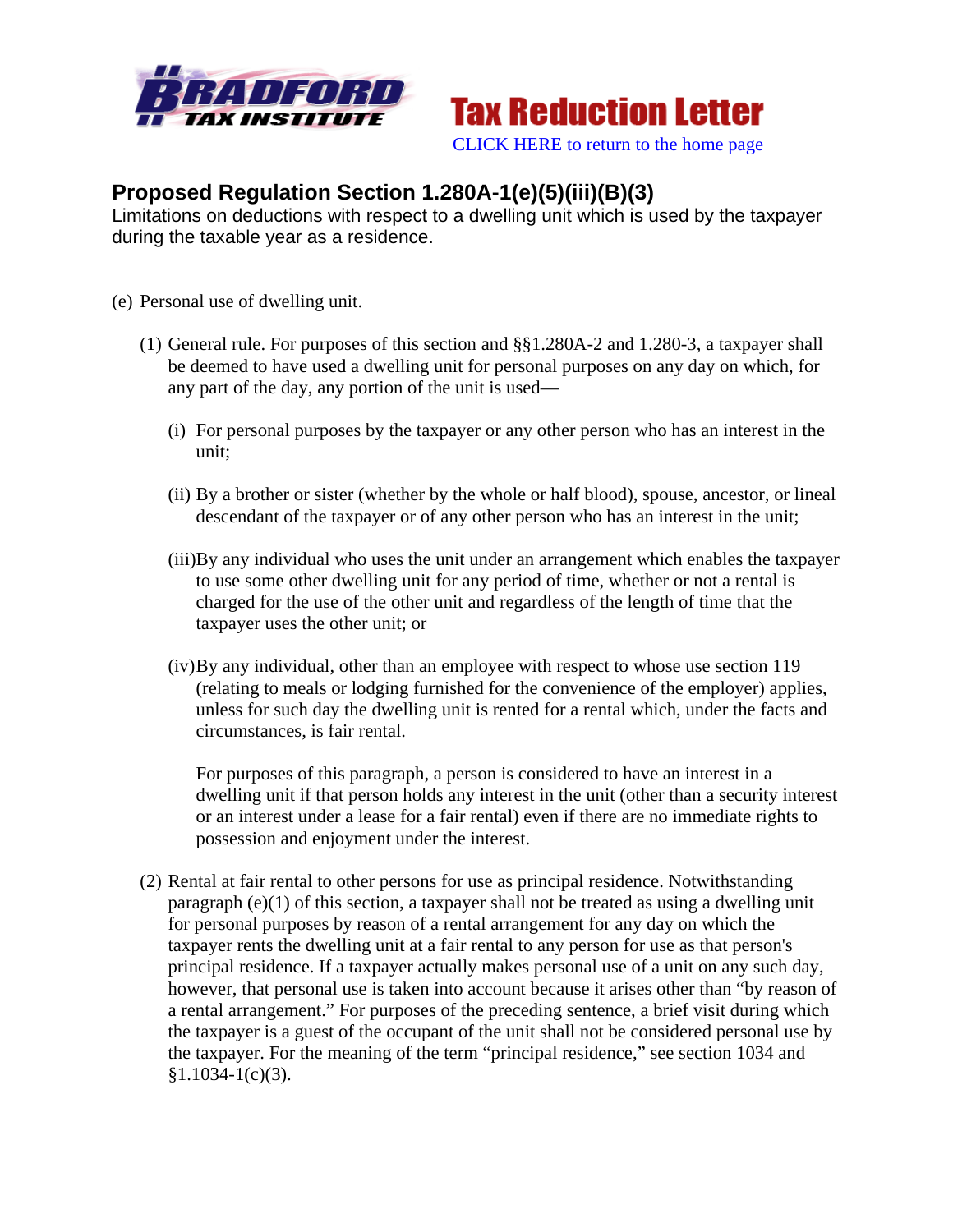Bradford Tax Institute — Tax Reduction Letter

CLICK HERE to return to the home page

## Proposed Regulation Section 1.280A-1(e)(5)(iii)(B)(3)

Limitations on deductions with respect to a dwelling unit which is used by the taxpayer during the taxable year as a residence.

(e) Personal use of dwelling unit.

(1) General rule. For purposes of this section and §§1.280A-2 and 1.280-3, a taxpayer shall be deemed to have used a dwelling unit for personal purposes on any day on which, for any part of the day, any portion of the unit is used—

(i) For personal purposes by the taxpayer or any other person who has an interest in the unit;

(ii) By a brother or sister (whether by the whole or half blood), spouse, ancestor, or lineal descendant of the taxpayer or of any other person who has an interest in the unit;

(iii) By any individual who uses the unit under an arrangement which enables the taxpayer to use some other dwelling unit for any period of time, whether or not a rental is charged for the use of the other unit and regardless of the length of time that the taxpayer uses the other unit; or

(iv) By any individual, other than an employee with respect to whose use section 119 (relating to meals or lodging furnished for the convenience of the employer) applies, unless for such day the dwelling unit is rented for a rental which, under the facts and circumstances, is fair rental.

For purposes of this paragraph, a person is considered to have an interest in a dwelling unit if that person holds any interest in the unit (other than a security interest or an interest under a lease for a fair rental) even if there are no immediate rights to possession and enjoyment under the interest.

(2) Rental at fair rental to other persons for use as principal residence. Notwithstanding paragraph (e)(1) of this section, a taxpayer shall not be treated as using a dwelling unit for personal purposes by reason of a rental arrangement for any day on which the taxpayer rents the dwelling unit at a fair rental to any person for use as that person's principal residence. If a taxpayer actually makes personal use of a unit on any such day, however, that personal use is taken into account because it arises other than "by reason of a rental arrangement." For purposes of the preceding sentence, a brief visit during which the taxpayer is a guest of the occupant of the unit shall not be considered personal use by the taxpayer. For the meaning of the term "principal residence," see section 1034 and §1.1034-1(c)(3).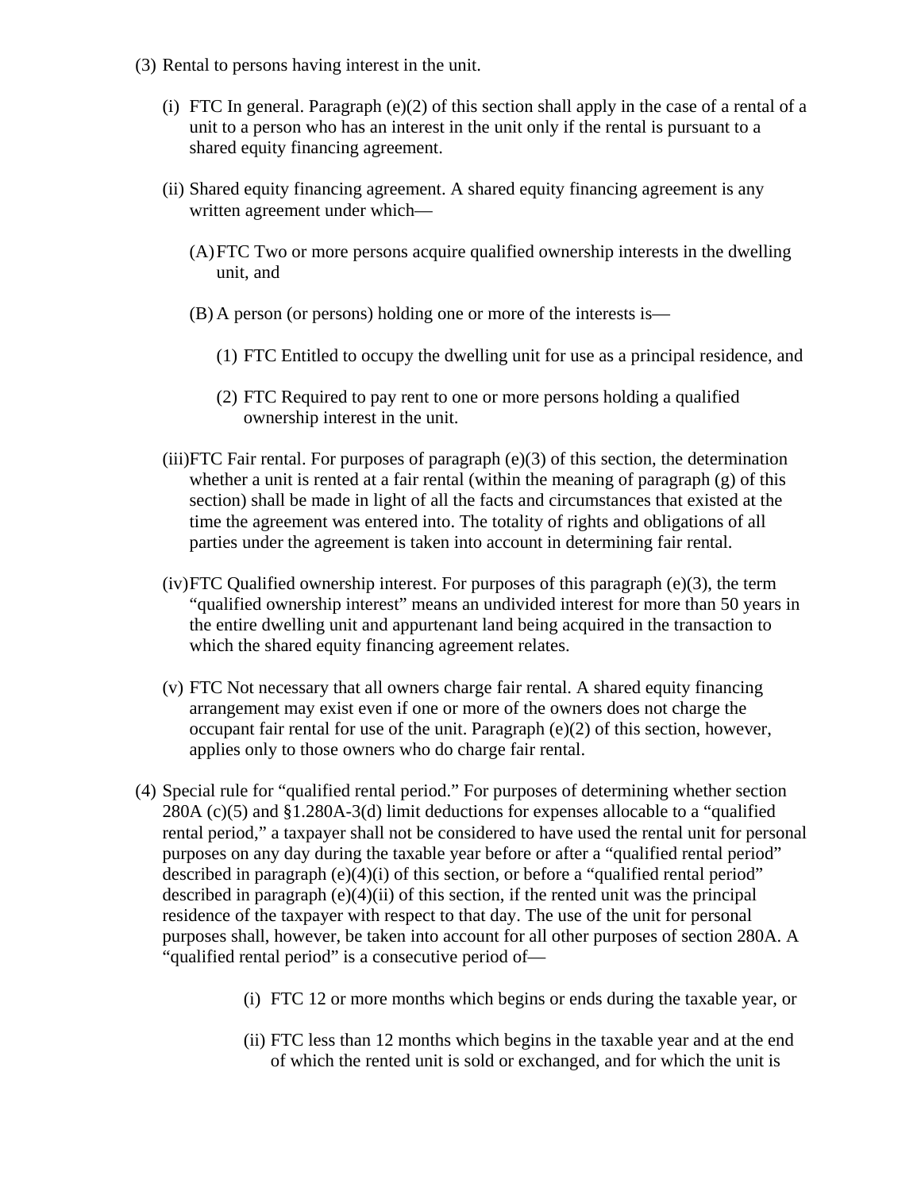(3) Rental to persons having interest in the unit.

   (i) FTC In general. Paragraph (e)(2) of this section shall apply in the case of a rental of a unit to a person who has an interest in the unit only if the rental is pursuant to a shared equity financing agreement.

   (ii) Shared equity financing agreement. A shared equity financing agreement is any written agreement under which—

      (A) FTC Two or more persons acquire qualified ownership interests in the dwelling unit, and

      (B) A person (or persons) holding one or more of the interests is—

         (1) FTC Entitled to occupy the dwelling unit for use as a principal residence, and

         (2) FTC Required to pay rent to one or more persons holding a qualified ownership interest in the unit.

   (iii) FTC Fair rental. For purposes of paragraph (e)(3) of this section, the determination whether a unit is rented at a fair rental (within the meaning of paragraph (g) of this section) shall be made in light of all the facts and circumstances that existed at the time the agreement was entered into. The totality of rights and obligations of all parties under the agreement is taken into account in determining fair rental.

   (iv) FTC Qualified ownership interest. For purposes of this paragraph (e)(3), the term “qualified ownership interest” means an undivided interest for more than 50 years in the entire dwelling unit and appurtenant land being acquired in the transaction to which the shared equity financing agreement relates.

   (v) FTC Not necessary that all owners charge fair rental. A shared equity financing arrangement may exist even if one or more of the owners does not charge the occupant fair rental for use of the unit. Paragraph (e)(2) of this section, however, applies only to those owners who do charge fair rental.

(4) Special rule for “qualified rental period.” For purposes of determining whether section 280A (c)(5) and §1.280A-3(d) limit deductions for expenses allocable to a “qualified rental period,” a taxpayer shall not be considered to have used the rental unit for personal purposes on any day during the taxable year before or after a “qualified rental period” described in paragraph (e)(4)(i) of this section, or before a “qualified rental period” described in paragraph (e)(4)(ii) of this section, if the rented unit was the principal residence of the taxpayer with respect to that day. The use of the unit for personal purposes shall, however, be taken into account for all other purposes of section 280A. A “qualified rental period” is a consecutive period of—

   (i) FTC 12 or more months which begins or ends during the taxable year, or

   (ii) FTC less than 12 months which begins in the taxable year and at the end of which the rented unit is sold or exchanged, and for which the unit is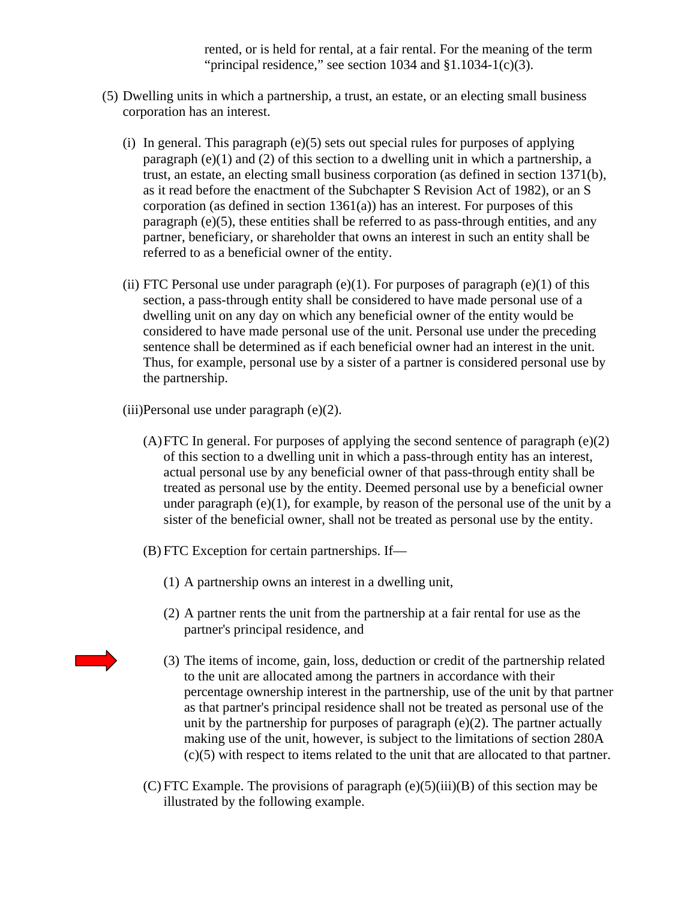rented, or is held for rental, at a fair rental. For the meaning of the term "principal residence," see section 1034 and §1.1034-1(c)(3).

(5) Dwelling units in which a partnership, a trust, an estate, or an electing small business corporation has an interest.

(i) In general. This paragraph (e)(5) sets out special rules for purposes of applying paragraph (e)(1) and (2) of this section to a dwelling unit in which a partnership, a trust, an estate, an electing small business corporation (as defined in section 1371(b), as it read before the enactment of the Subchapter S Revision Act of 1982), or an S corporation (as defined in section 1361(a)) has an interest. For purposes of this paragraph (e)(5), these entities shall be referred to as pass-through entities, and any partner, beneficiary, or shareholder that owns an interest in such an entity shall be referred to as a beneficial owner of the entity.

(ii) FTC Personal use under paragraph (e)(1). For purposes of paragraph (e)(1) of this section, a pass-through entity shall be considered to have made personal use of a dwelling unit on any day on which any beneficial owner of the entity would be considered to have made personal use of the unit. Personal use under the preceding sentence shall be determined as if each beneficial owner had an interest in the unit. Thus, for example, personal use by a sister of a partner is considered personal use by the partnership.

(iii) Personal use under paragraph (e)(2).

(A) FTC In general. For purposes of applying the second sentence of paragraph (e)(2) of this section to a dwelling unit in which a pass-through entity has an interest, actual personal use by any beneficial owner of that pass-through entity shall be treated as personal use by the entity. Deemed personal use by a beneficial owner under paragraph (e)(1), for example, by reason of the personal use of the unit by a sister of the beneficial owner, shall not be treated as personal use by the entity.

(B) FTC Exception for certain partnerships. If—

(1) A partnership owns an interest in a dwelling unit,

(2) A partner rents the unit from the partnership at a fair rental for use as the partner's principal residence, and

(3) The items of income, gain, loss, deduction or credit of the partnership related to the unit are allocated among the partners in accordance with their percentage ownership interest in the partnership, use of the unit by that partner as that partner's principal residence shall not be treated as personal use of the unit by the partnership for purposes of paragraph (e)(2). The partner actually making use of the unit, however, is subject to the limitations of section 280A (c)(5) with respect to items related to the unit that are allocated to that partner.

(C) FTC Example. The provisions of paragraph (e)(5)(iii)(B) of this section may be illustrated by the following example.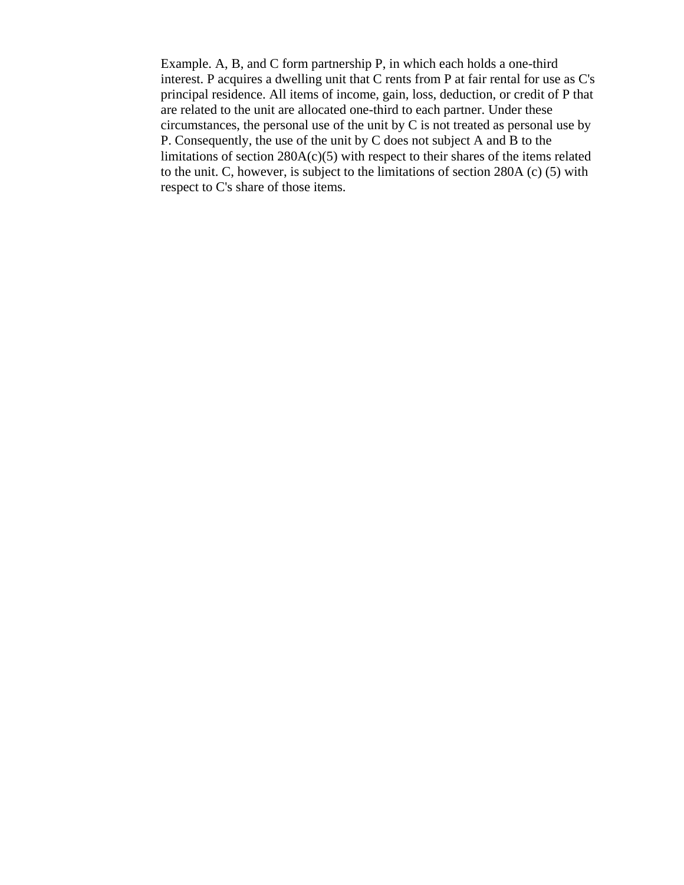Example. A, B, and C form partnership P, in which each holds a one-third interest. P acquires a dwelling unit that C rents from P at fair rental for use as C's principal residence. All items of income, gain, loss, deduction, or credit of P that are related to the unit are allocated one-third to each partner. Under these circumstances, the personal use of the unit by C is not treated as personal use by P. Consequently, the use of the unit by C does not subject A and B to the limitations of section 280A(c)(5) with respect to their shares of the items related to the unit. C, however, is subject to the limitations of section 280A (c) (5) with respect to C's share of those items.